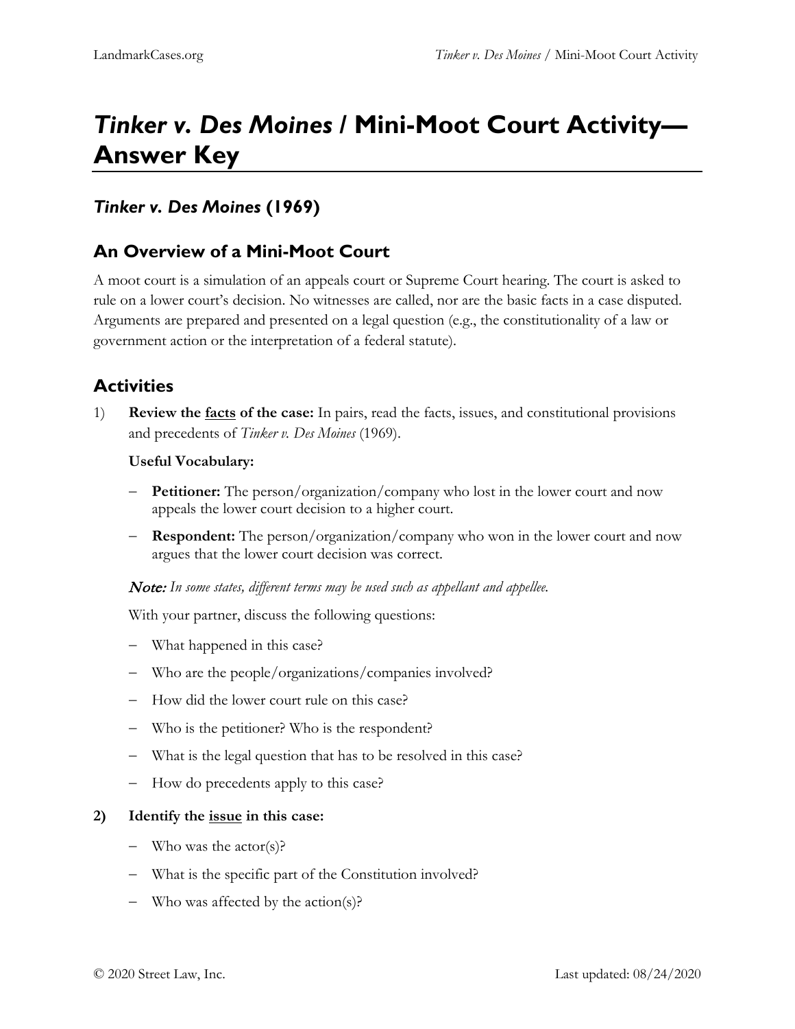# *Tinker v. Des Moines* / Mini-Moot Court Activity—Answer Key

## *Tinker v. Des Moines* (1969)

## An Overview of a Mini-Moot Court

A moot court is a simulation of an appeals court or Supreme Court hearing. The court is asked to rule on a lower court's decision. No witnesses are called, nor are the basic facts in a case disputed. Arguments are prepared and presented on a legal question (e.g., the constitutionality of a law or government action or the interpretation of a federal statute).

## Activities

1) **Review the <u>facts</u> of the case:** In pairs, read the facts, issues, and constitutional provisions and precedents of *Tinker v. Des Moines* (1969).

   **Useful Vocabulary:**

   - **Petitioner:** The person/organization/company who lost in the lower court and now appeals the lower court decision to a higher court.
   - **Respondent:** The person/organization/company who won in the lower court and now argues that the lower court decision was correct.

   *Note: In some states, different terms may be used such as appellant and appellee.*

   With your partner, discuss the following questions:

   - What happened in this case?
   - Who are the people/organizations/companies involved?
   - How did the lower court rule on this case?
   - Who is the petitioner? Who is the respondent?
   - What is the legal question that has to be resolved in this case?
   - How do precedents apply to this case?

2) **Identify the <u>issue</u> in this case:**

   - Who was the actor(s)?
   - What is the specific part of the Constitution involved?
   - Who was affected by the action(s)?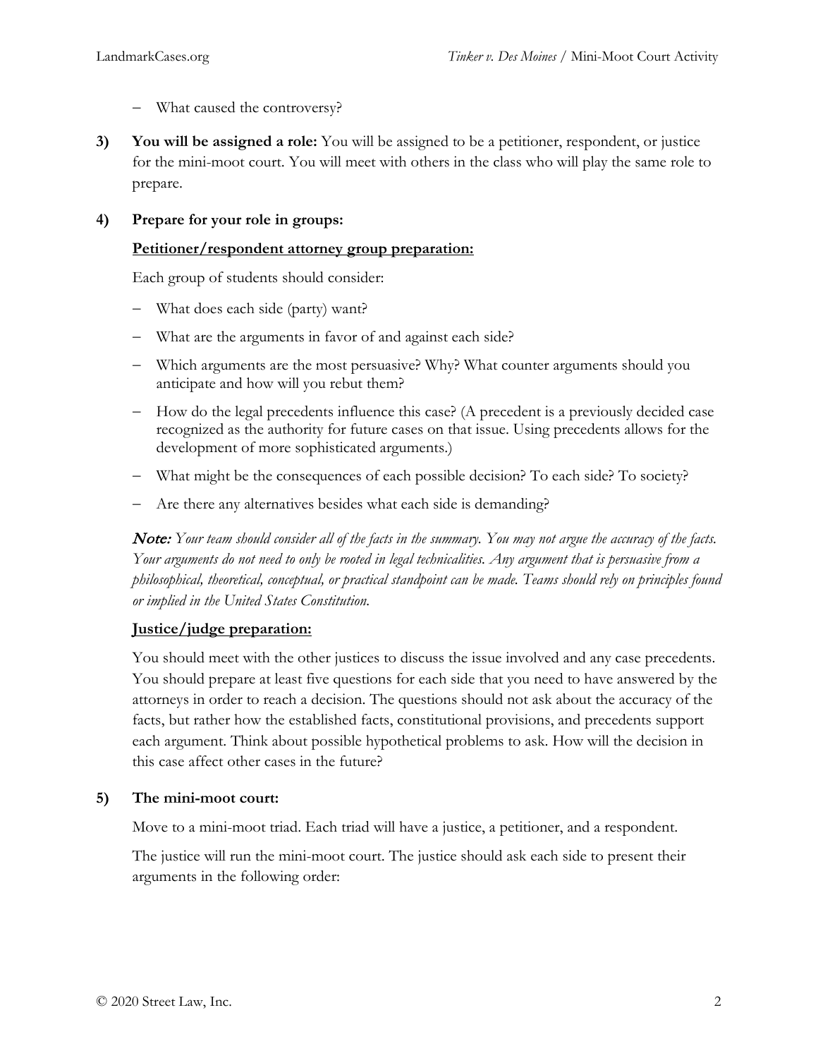- What caused the controversy?

**3) You will be assigned a role:** You will be assigned to be a petitioner, respondent, or justice for the mini-moot court. You will meet with others in the class who will play the same role to prepare.

**4) Prepare for your role in groups:**

**<u>Petitioner/respondent attorney group preparation:</u>**

Each group of students should consider:

- What does each side (party) want?
- What are the arguments in favor of and against each side?
- Which arguments are the most persuasive? Why? What counter arguments should you anticipate and how will you rebut them?
- How do the legal precedents influence this case? (A precedent is a previously decided case recognized as the authority for future cases on that issue. Using precedents allows for the development of more sophisticated arguments.)
- What might be the consequences of each possible decision? To each side? To society?
- Are there any alternatives besides what each side is demanding?

***Note:*** *Your team should consider all of the facts in the summary. You may not argue the accuracy of the facts. Your arguments do not need to only be rooted in legal technicalities. Any argument that is persuasive from a philosophical, theoretical, conceptual, or practical standpoint can be made. Teams should rely on principles found or implied in the United States Constitution.*

**<u>Justice/judge preparation:</u>**

You should meet with the other justices to discuss the issue involved and any case precedents. You should prepare at least five questions for each side that you need to have answered by the attorneys in order to reach a decision. The questions should not ask about the accuracy of the facts, but rather how the established facts, constitutional provisions, and precedents support each argument. Think about possible hypothetical problems to ask. How will the decision in this case affect other cases in the future?

**5) The mini-moot court:**

Move to a mini-moot triad. Each triad will have a justice, a petitioner, and a respondent.

The justice will run the mini-moot court. The justice should ask each side to present their arguments in the following order: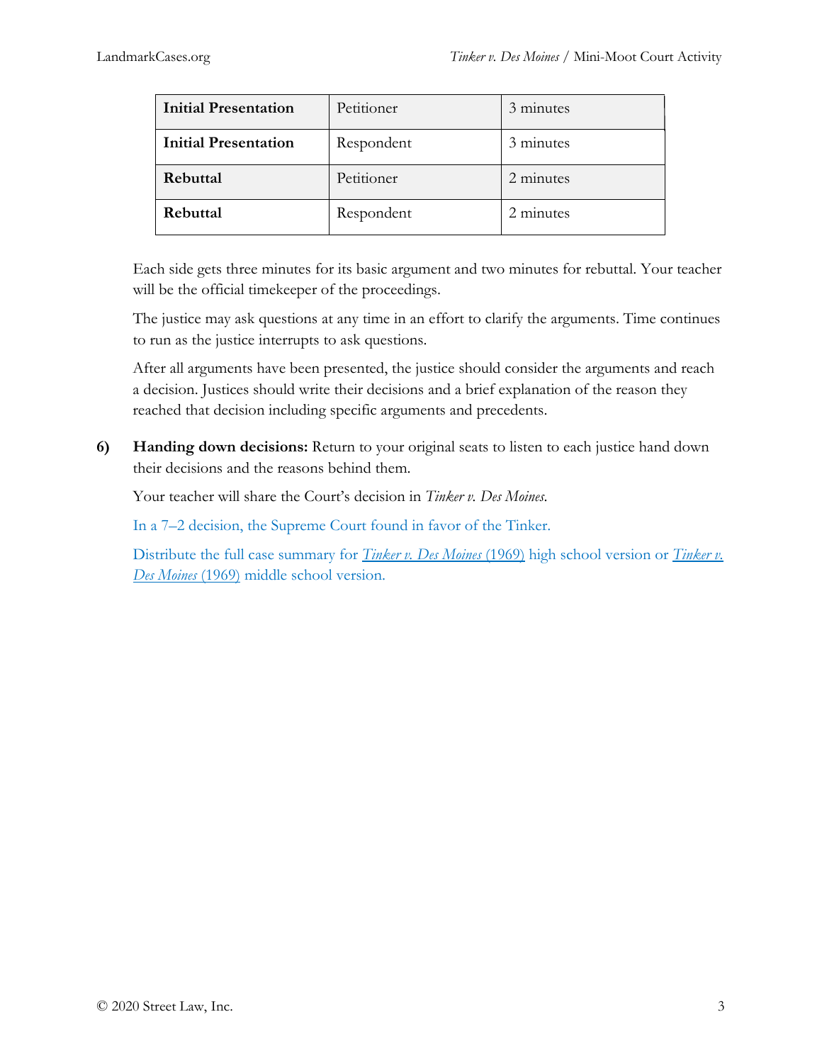| Initial Presentation | Petitioner | 3 minutes |
|---|---|---|
| Initial Presentation | Respondent | 3 minutes |
| Rebuttal | Petitioner | 2 minutes |
| Rebuttal | Respondent | 2 minutes |

Each side gets three minutes for its basic argument and two minutes for rebuttal. Your teacher will be the official timekeeper of the proceedings.

The justice may ask questions at any time in an effort to clarify the arguments. Time continues to run as the justice interrupts to ask questions.

After all arguments have been presented, the justice should consider the arguments and reach a decision. Justices should write their decisions and a brief explanation of the reason they reached that decision including specific arguments and precedents.

6) **Handing down decisions:** Return to your original seats to listen to each justice hand down their decisions and the reasons behind them.

Your teacher will share the Court's decision in *Tinker v. Des Moines*.

In a 7–2 decision, the Supreme Court found in favor of the Tinker.

Distribute the full case summary for *Tinker v. Des Moines* (1969) high school version or *Tinker v. Des Moines* (1969) middle school version.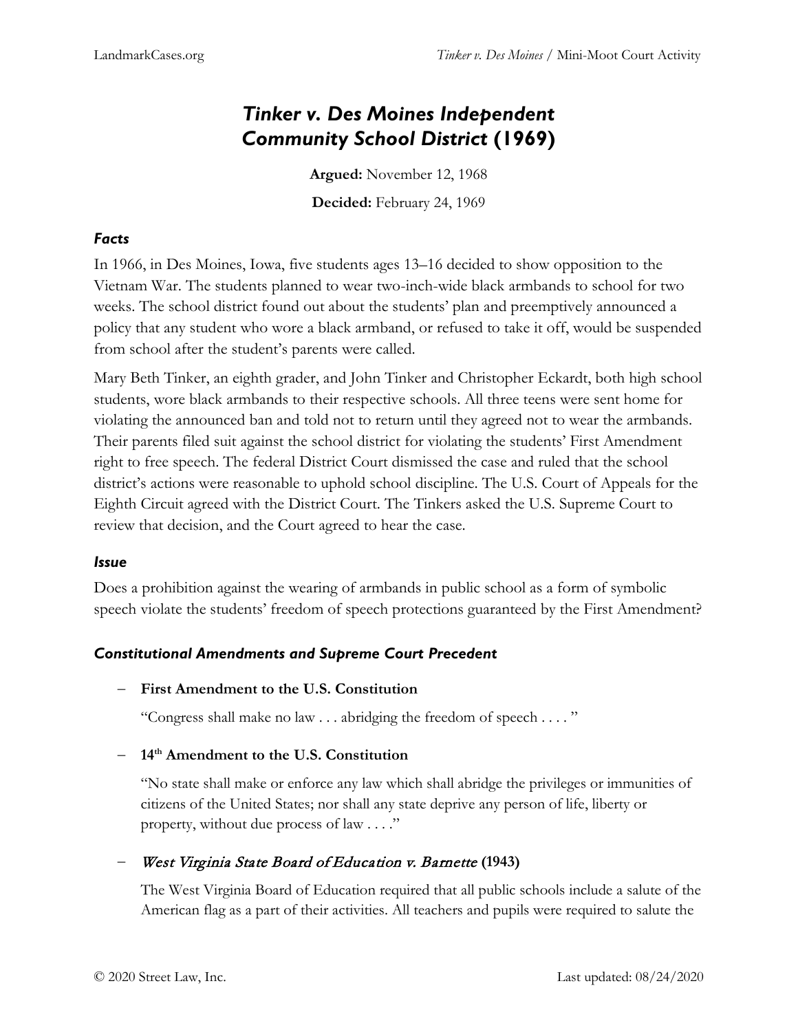# *Tinker v. Des Moines Independent Community School District* (1969)

**Argued:** November 12, 1968

**Decided:** February 24, 1969

### *Facts*

In 1966, in Des Moines, Iowa, five students ages 13–16 decided to show opposition to the Vietnam War. The students planned to wear two-inch-wide black armbands to school for two weeks. The school district found out about the students' plan and preemptively announced a policy that any student who wore a black armband, or refused to take it off, would be suspended from school after the student's parents were called.

Mary Beth Tinker, an eighth grader, and John Tinker and Christopher Eckardt, both high school students, wore black armbands to their respective schools. All three teens were sent home for violating the announced ban and told not to return until they agreed not to wear the armbands. Their parents filed suit against the school district for violating the students' First Amendment right to free speech. The federal District Court dismissed the case and ruled that the school district's actions were reasonable to uphold school discipline. The U.S. Court of Appeals for the Eighth Circuit agreed with the District Court. The Tinkers asked the U.S. Supreme Court to review that decision, and the Court agreed to hear the case.

### *Issue*

Does a prohibition against the wearing of armbands in public school as a form of symbolic speech violate the students' freedom of speech protections guaranteed by the First Amendment?

### *Constitutional Amendments and Supreme Court Precedent*

- **First Amendment to the U.S. Constitution**

  "Congress shall make no law . . . abridging the freedom of speech . . . . "

- **14th Amendment to the U.S. Constitution**

  "No state shall make or enforce any law which shall abridge the privileges or immunities of citizens of the United States; nor shall any state deprive any person of life, liberty or property, without due process of law . . . ."

- ***West Virginia State Board of Education v. Barnette* (1943)**

  The West Virginia Board of Education required that all public schools include a salute of the American flag as a part of their activities. All teachers and pupils were required to salute the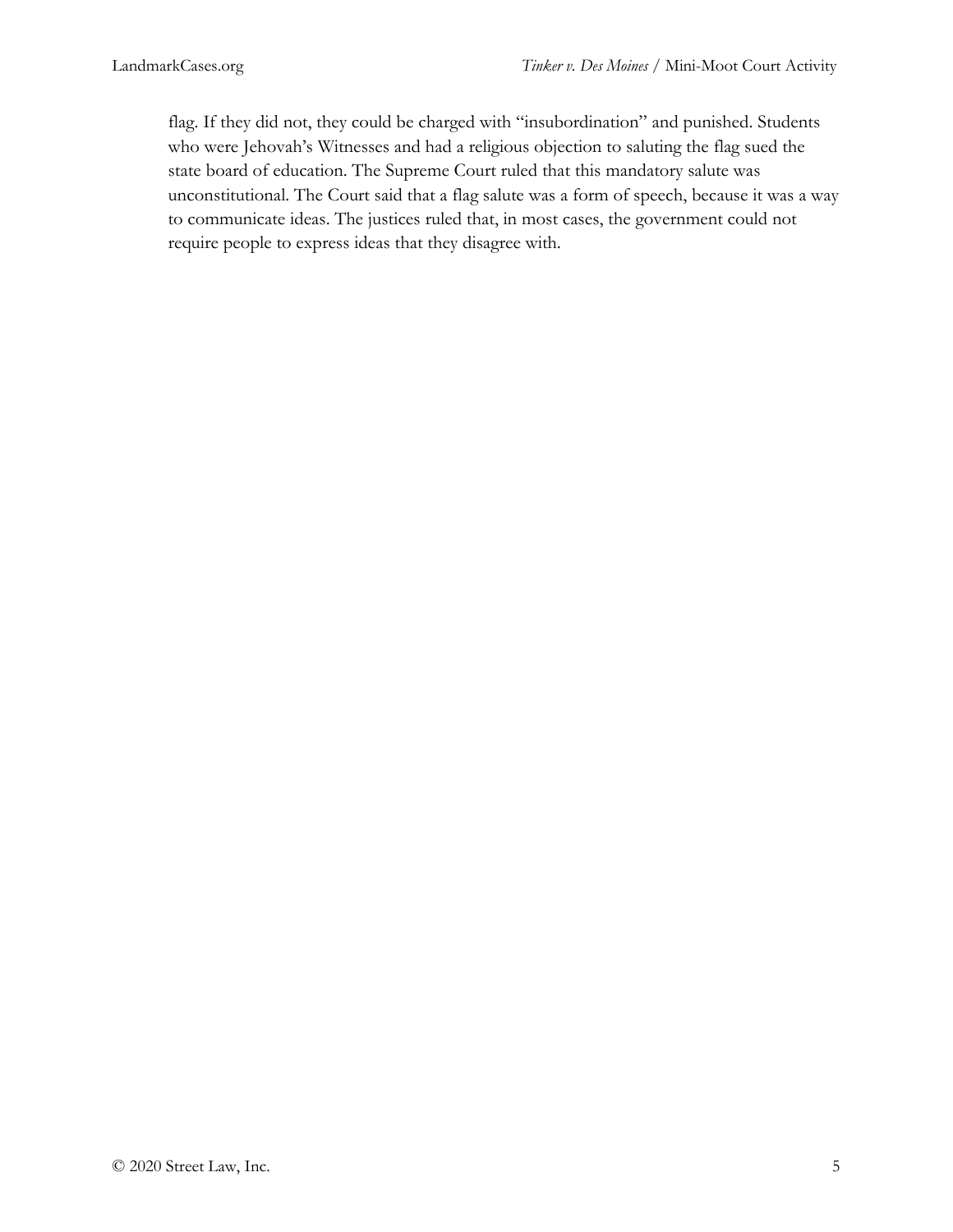flag. If they did not, they could be charged with "insubordination" and punished. Students who were Jehovah's Witnesses and had a religious objection to saluting the flag sued the state board of education. The Supreme Court ruled that this mandatory salute was unconstitutional. The Court said that a flag salute was a form of speech, because it was a way to communicate ideas. The justices ruled that, in most cases, the government could not require people to express ideas that they disagree with.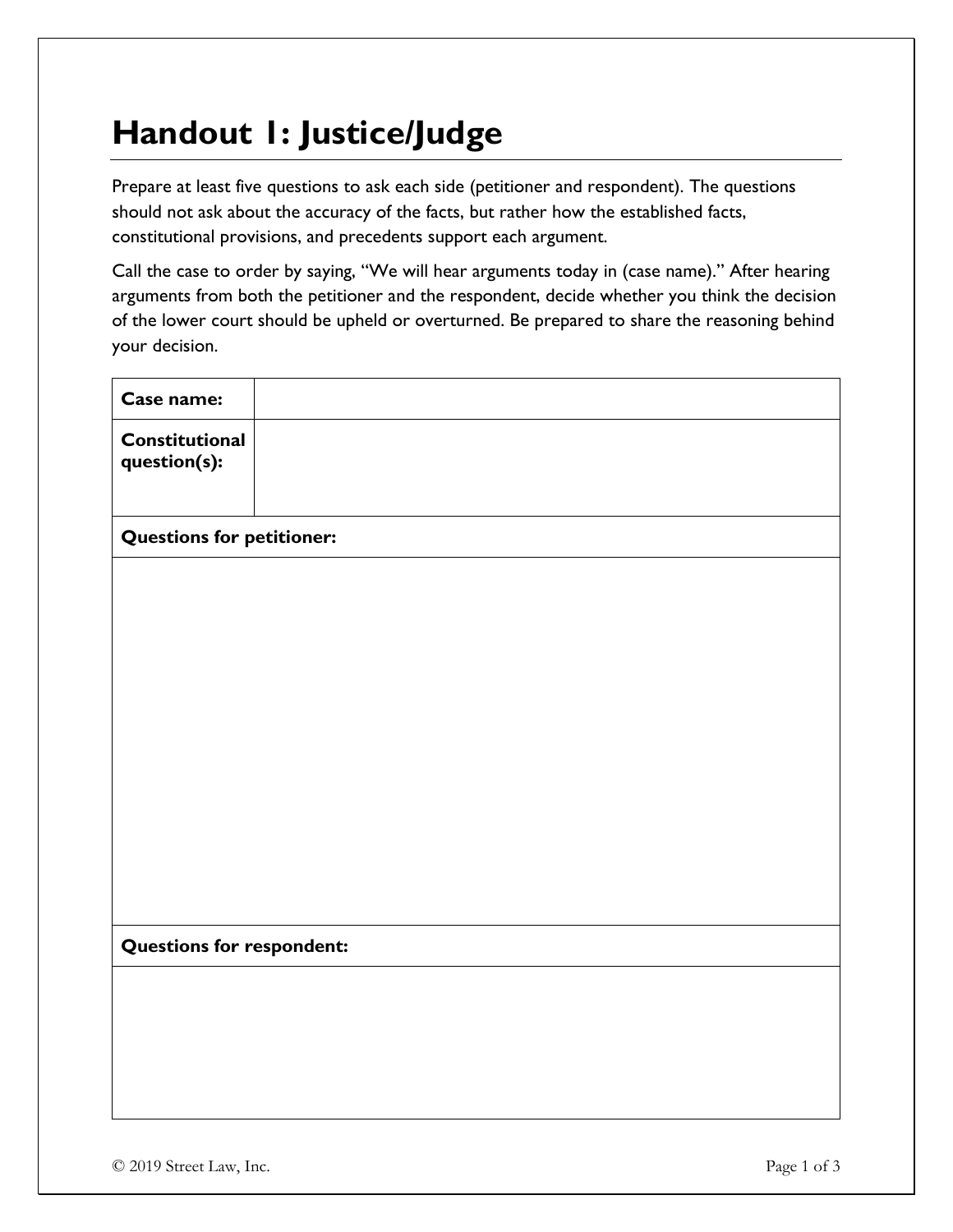# Handout 1: Justice/Judge

Prepare at least five questions to ask each side (petitioner and respondent). The questions should not ask about the accuracy of the facts, but rather how the established facts, constitutional provisions, and precedents support each argument.

Call the case to order by saying, "We will hear arguments today in (case name)." After hearing arguments from both the petitioner and the respondent, decide whether you think the decision of the lower court should be upheld or overturned. Be prepared to share the reasoning behind your decision.

| **Case name:** | |
|---|---|
| **Constitutional question(s):** | |
| **Questions for petitioner:** | |
| | |
| **Questions for respondent:** | |
| | |

© 2019 Street Law, Inc.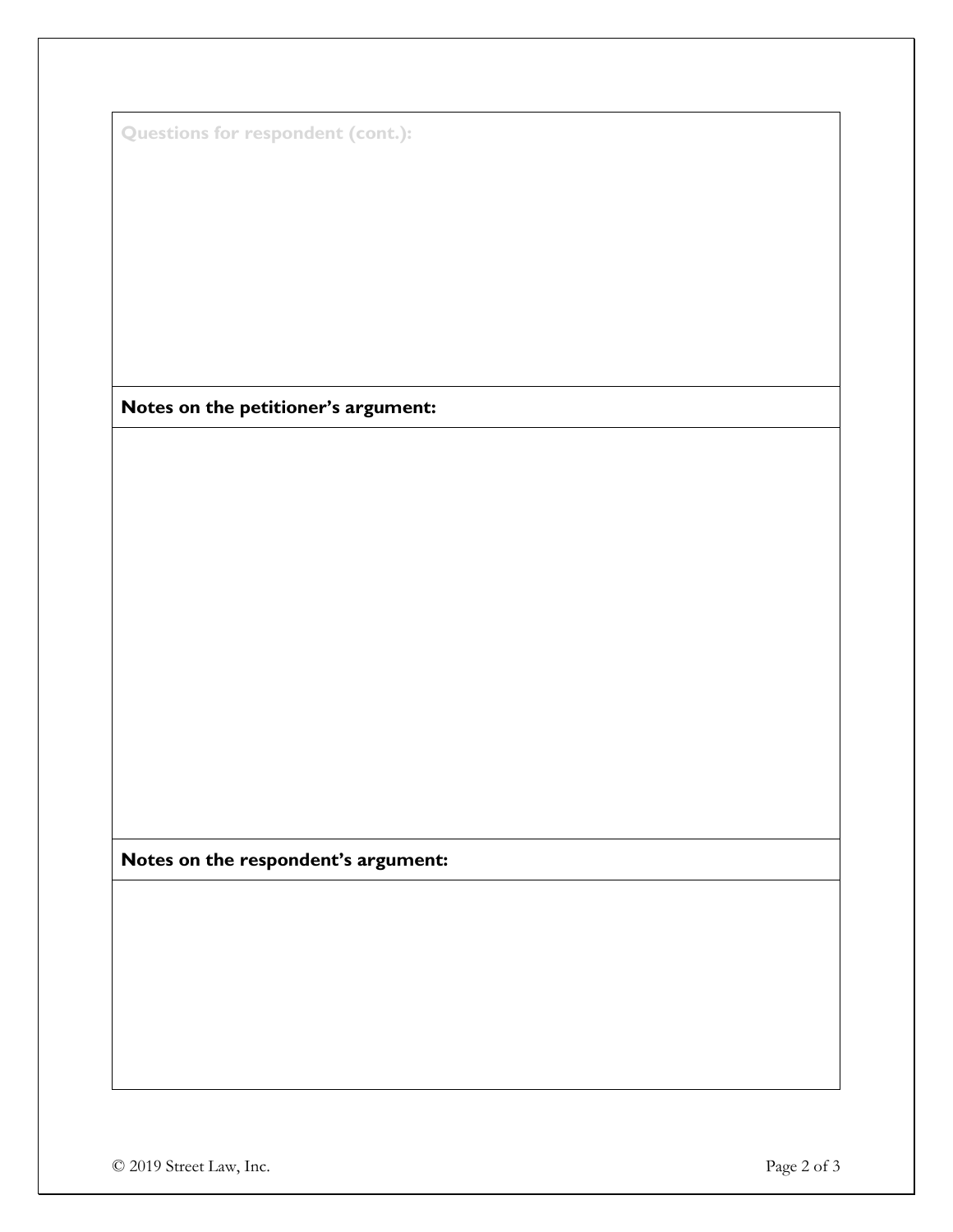**Questions for respondent (cont.):**

**Notes on the petitioner's argument:**

**Notes on the respondent's argument:**

© 2019 Street Law, Inc.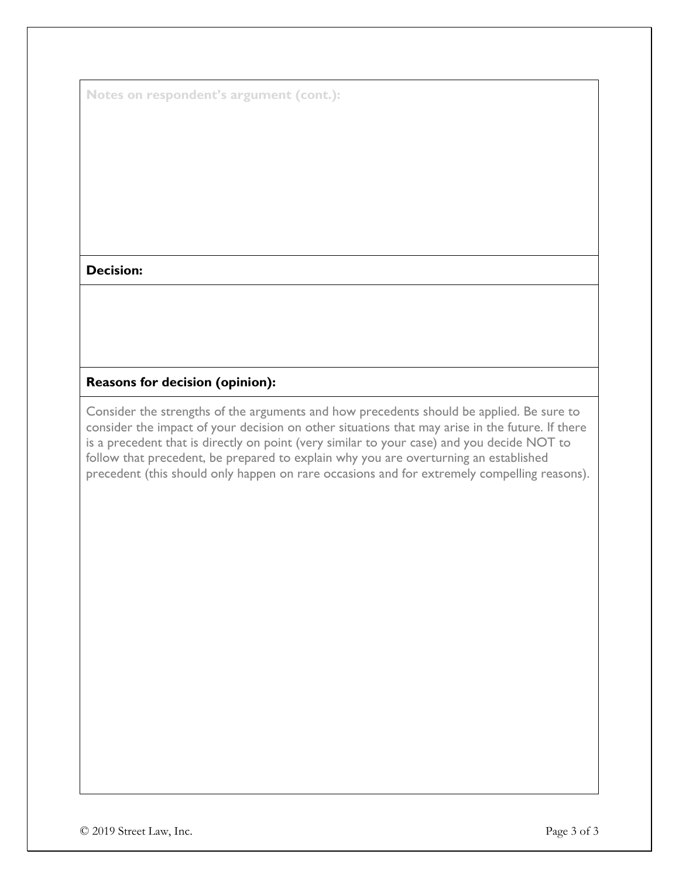**Notes on respondent's argument (cont.):**

**Decision:**

**Reasons for decision (opinion):**

Consider the strengths of the arguments and how precedents should be applied. Be sure to consider the impact of your decision on other situations that may arise in the future. If there is a precedent that is directly on point (very similar to your case) and you decide NOT to follow that precedent, be prepared to explain why you are overturning an established precedent (this should only happen on rare occasions and for extremely compelling reasons).

© 2019 Street Law, Inc.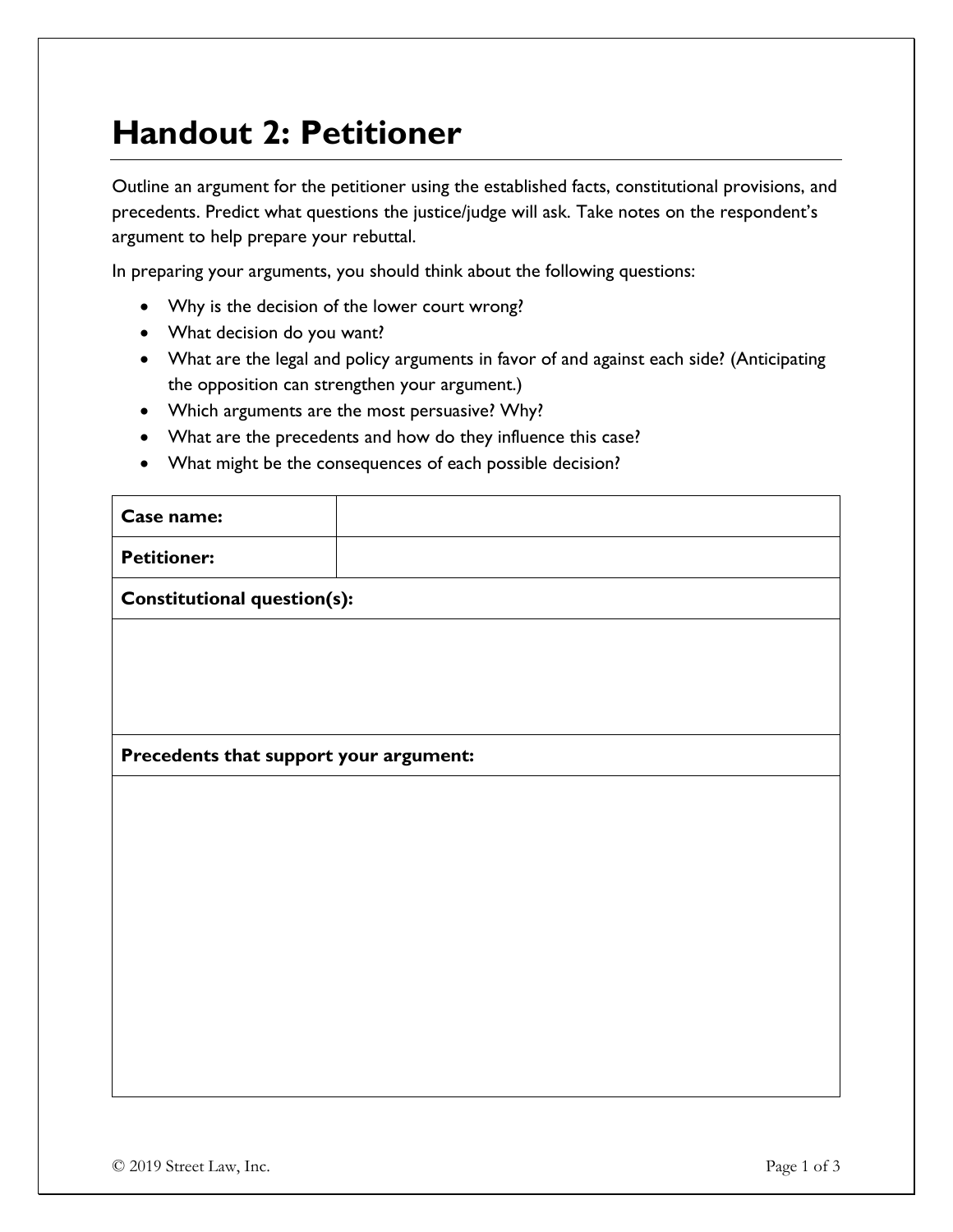# Handout 2: Petitioner

Outline an argument for the petitioner using the established facts, constitutional provisions, and precedents. Predict what questions the justice/judge will ask. Take notes on the respondent's argument to help prepare your rebuttal.

In preparing your arguments, you should think about the following questions:

- Why is the decision of the lower court wrong?
- What decision do you want?
- What are the legal and policy arguments in favor of and against each side? (Anticipating the opposition can strengthen your argument.)
- Which arguments are the most persuasive? Why?
- What are the precedents and how do they influence this case?
- What might be the consequences of each possible decision?

| **Case name:** | |
|---|---|
| **Petitioner:** | |
| **Constitutional question(s):** | |
| | |
| **Precedents that support your argument:** | |
| | |

© 2019 Street Law, Inc.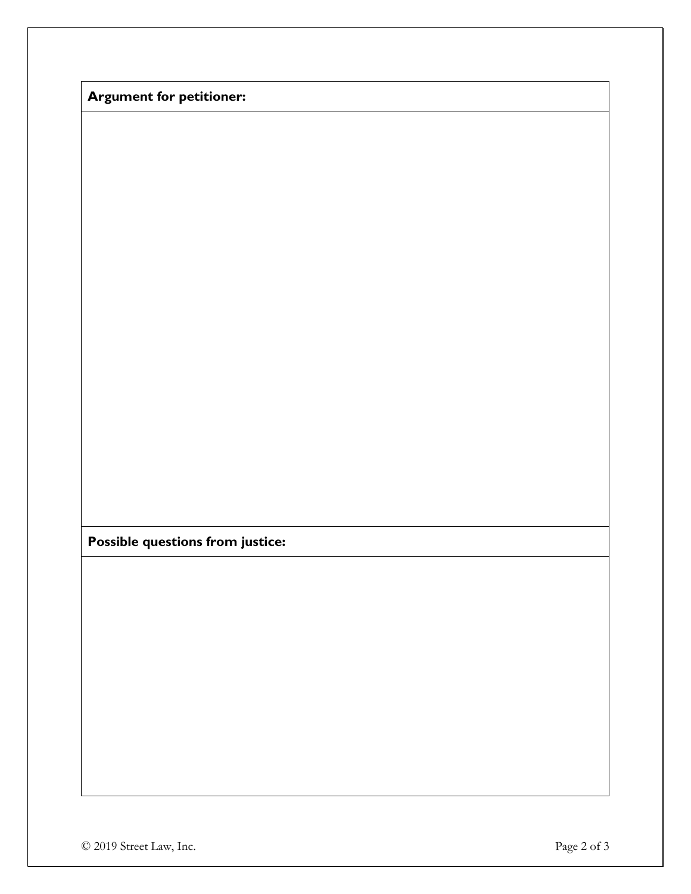**Argument for petitioner:**

**Possible questions from justice:**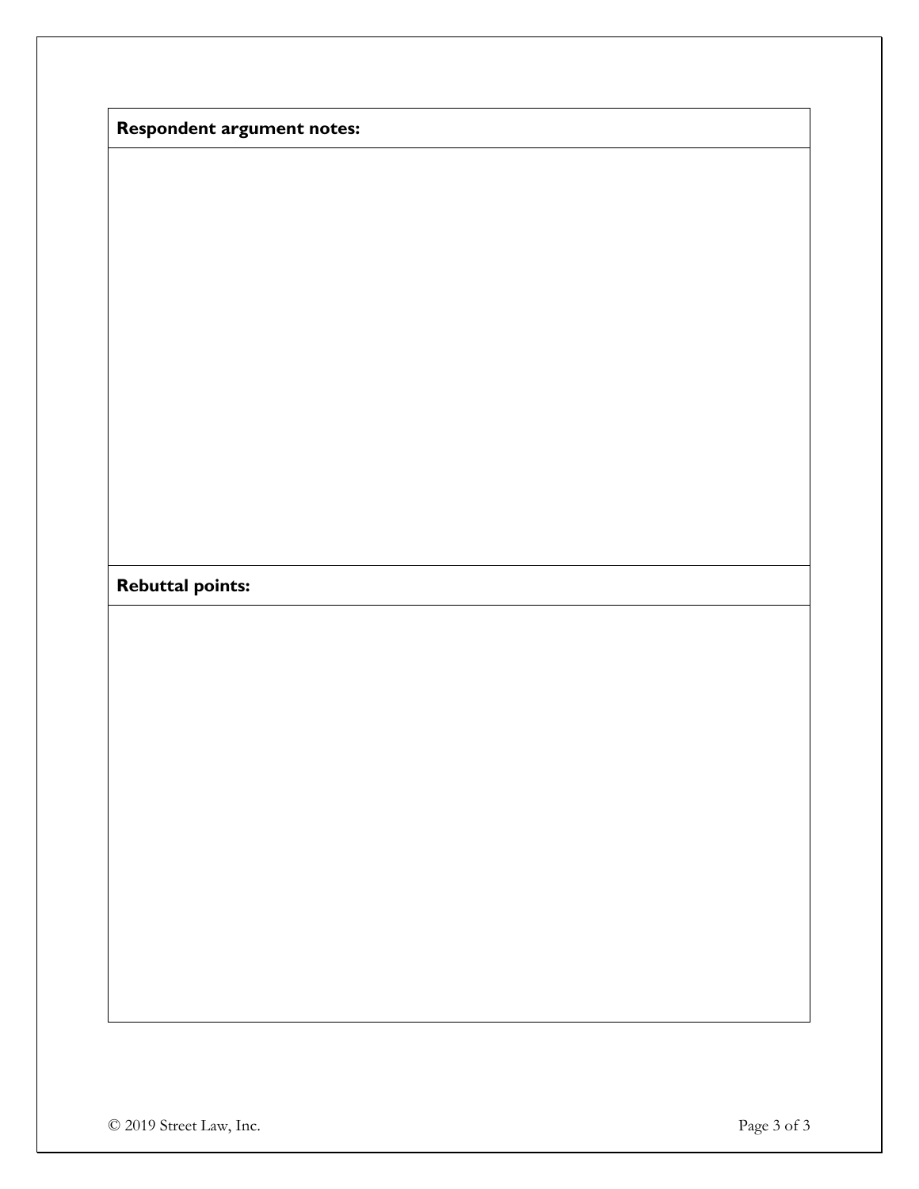| Respondent argument notes: |
| --- |
| |

| Rebuttal points: |
| --- |
| |

© 2019 Street Law, Inc.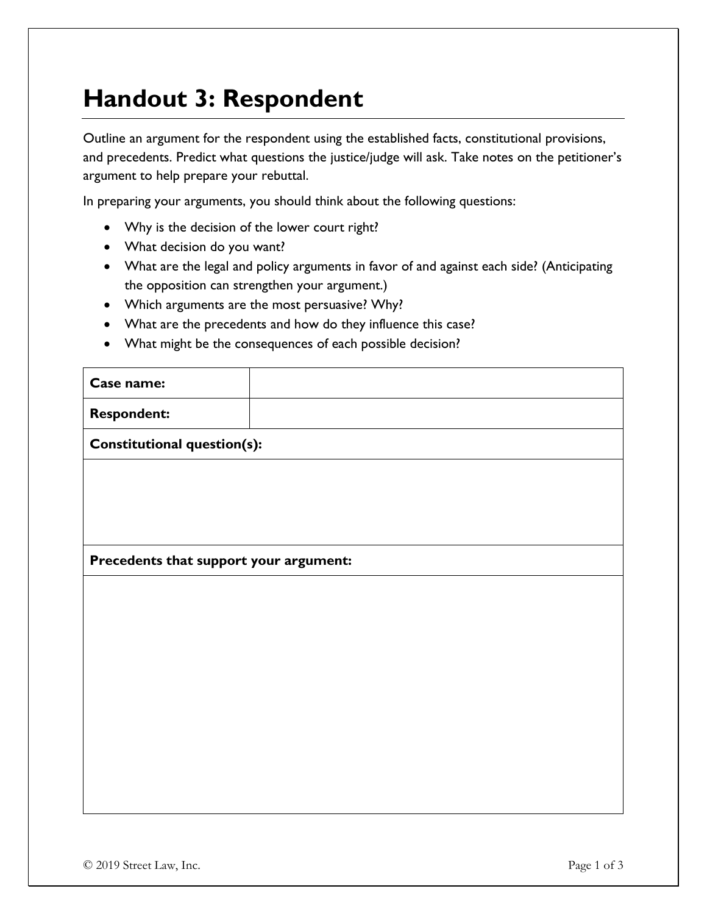# Handout 3: Respondent

Outline an argument for the respondent using the established facts, constitutional provisions, and precedents. Predict what questions the justice/judge will ask. Take notes on the petitioner's argument to help prepare your rebuttal.

In preparing your arguments, you should think about the following questions:

- Why is the decision of the lower court right?
- What decision do you want?
- What are the legal and policy arguments in favor of and against each side? (Anticipating the opposition can strengthen your argument.)
- Which arguments are the most persuasive? Why?
- What are the precedents and how do they influence this case?
- What might be the consequences of each possible decision?

| **Case name:** | |
|---|---|
| **Respondent:** | |
| **Constitutional question(s):** | |
| | |
| **Precedents that support your argument:** | |
| | |

© 2019 Street Law, Inc.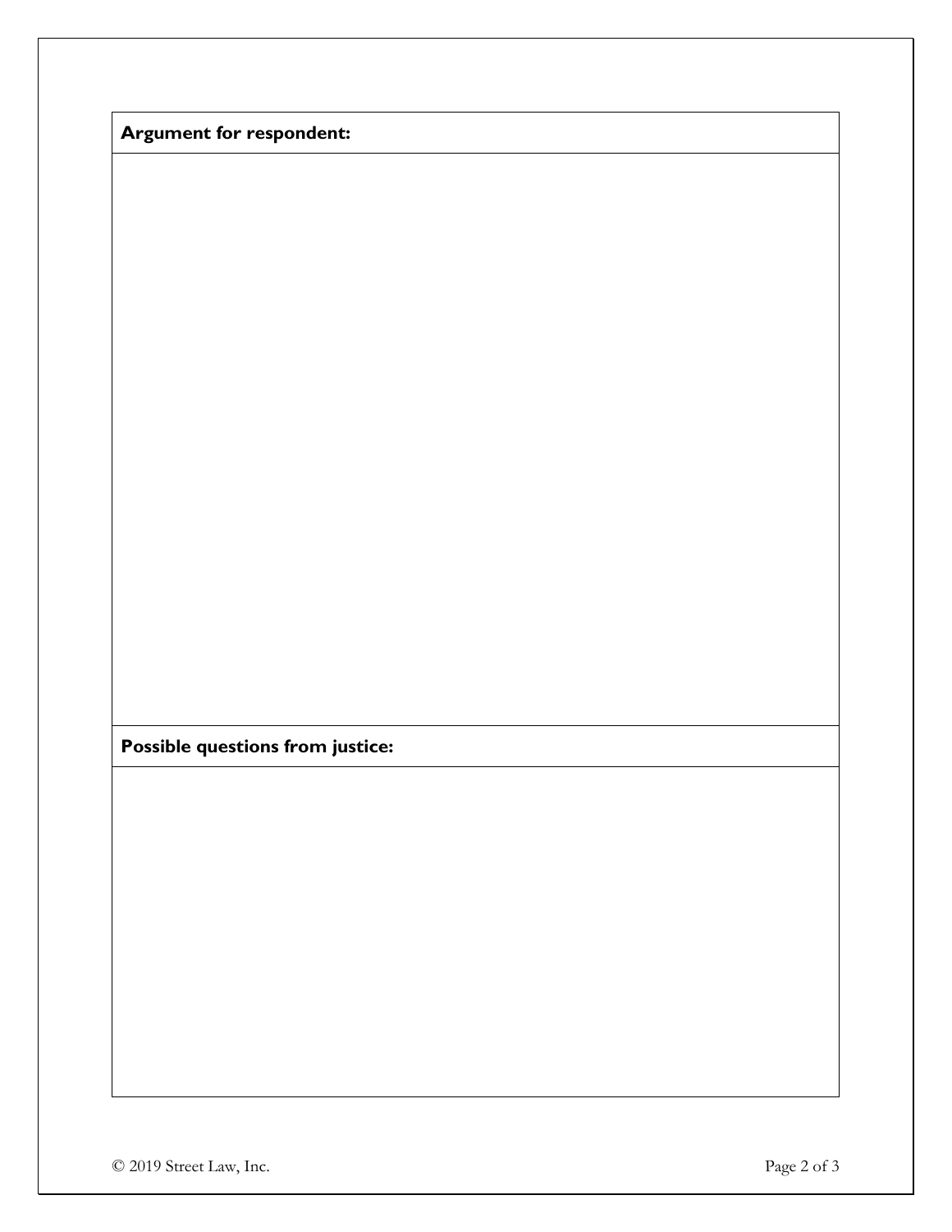| **Argument for respondent:** |
| --- |
| |

| **Possible questions from justice:** |
| --- |
| |

© 2019 Street Law, Inc.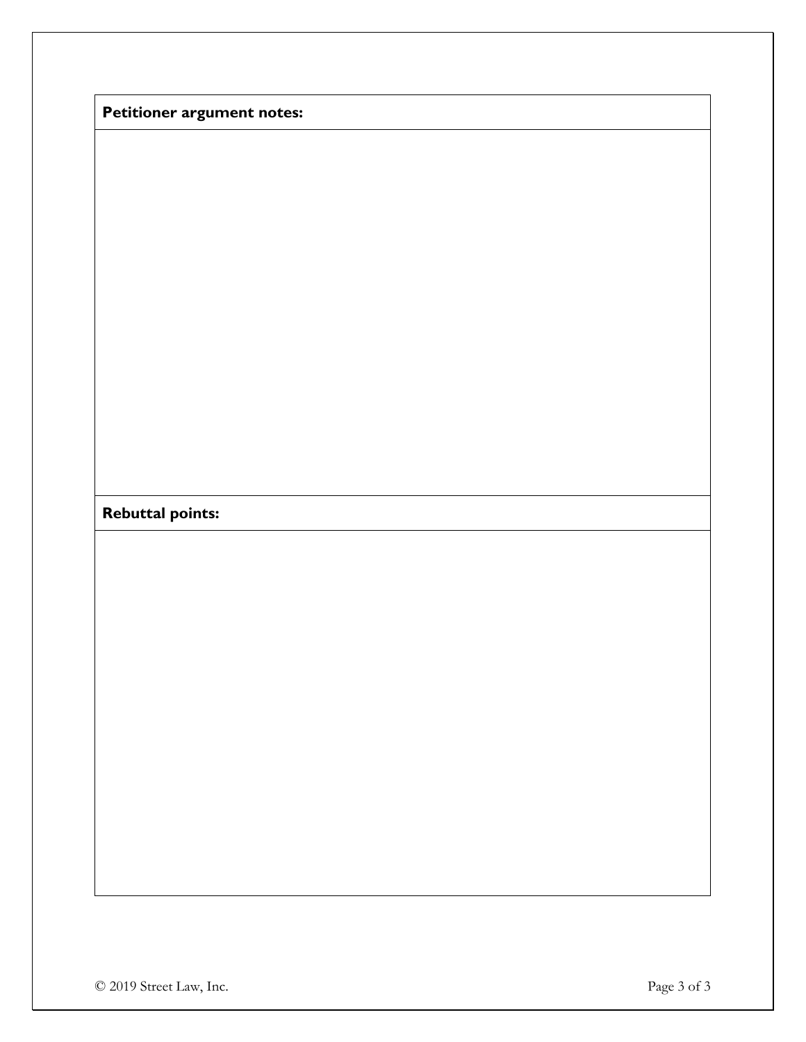**Petitioner argument notes:**

**Rebuttal points:**

© 2019 Street Law, Inc.